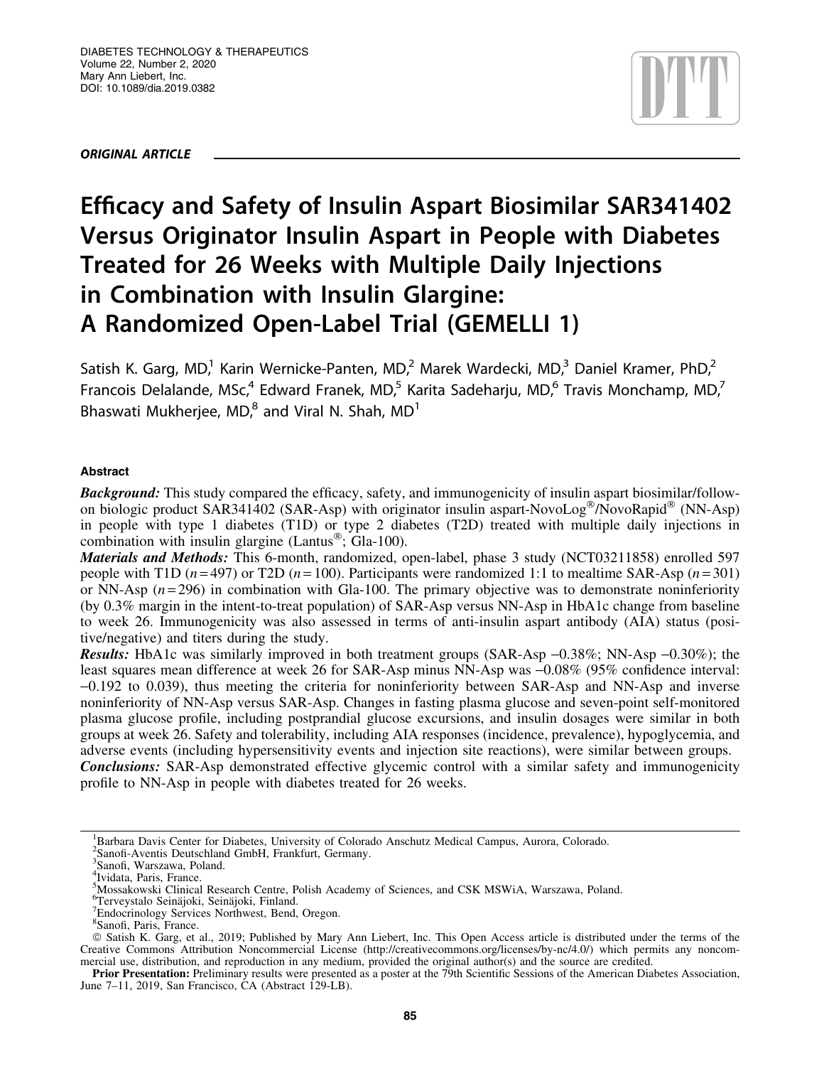ORIGINAL ARTICLE

# Efficacy and Safety of Insulin Aspart Biosimilar SAR341402 Versus Originator Insulin Aspart in People with Diabetes Treated for 26 Weeks with Multiple Daily Injections in Combination with Insulin Glargine: A Randomized Open-Label Trial (GEMELLI 1)

Satish K. Garg, MD,[1] Karin Wernicke-Panten, MD,[2] Marek Wardecki, MD,[3] Daniel Kramer, PhD,[2] Francois Delalande, MSc,[4] Edward Franek, MD,[5] Karita Sadeharju, MD,[6] Travis Monchamp, MD,[7] Bhaswati Mukherjee, MD,[8] and Viral N. Shah, MD[1]

## Abstract

***Background:*** This study compared the efficacy, safety, and immunogenicity of insulin aspart biosimilar/follow-on biologic product SAR341402 (SAR-Asp) with originator insulin aspart-NovoLog®/NovoRapid® (NN-Asp) in people with type 1 diabetes (T1D) or type 2 diabetes (T2D) treated with multiple daily injections in combination with insulin glargine (Lantus®; Gla-100).

***Materials and Methods:*** This 6-month, randomized, open-label, phase 3 study (NCT03211858) enrolled 597 people with T1D ($n = 497$) or T2D ($n = 100$). Participants were randomized 1:1 to mealtime SAR-Asp ($n = 301$) or NN-Asp ($n = 296$) in combination with Gla-100. The primary objective was to demonstrate noninferiority (by 0.3% margin in the intent-to-treat population) of SAR-Asp versus NN-Asp in HbA1c change from baseline to week 26. Immunogenicity was also assessed in terms of anti-insulin aspart antibody (AIA) status (positive/negative) and titers during the study.

***Results:*** HbA1c was similarly improved in both treatment groups (SAR-Asp –0.38%; NN-Asp –0.30%); the least squares mean difference at week 26 for SAR-Asp minus NN-Asp was –0.08% (95% confidence interval: –0.192 to 0.039), thus meeting the criteria for noninferiority between SAR-Asp and NN-Asp and inverse noninferiority of NN-Asp versus SAR-Asp. Changes in fasting plasma glucose and seven-point self-monitored plasma glucose profile, including postprandial glucose excursions, and insulin dosages were similar in both groups at week 26. Safety and tolerability, including AIA responses (incidence, prevalence), hypoglycemia, and adverse events (including hypersensitivity events and injection site reactions), were similar between groups.

***Conclusions:*** SAR-Asp demonstrated effective glycemic control with a similar safety and immunogenicity profile to NN-Asp in people with diabetes treated for 26 weeks.

---

[1]Barbara Davis Center for Diabetes, University of Colorado Anschutz Medical Campus, Aurora, Colorado.
[2]Sanofi-Aventis Deutschland GmbH, Frankfurt, Germany.
[3]Sanofi, Warszawa, Poland.
[4]Ividata, Paris, France.
[5]Mossakowski Clinical Research Centre, Polish Academy of Sciences, and CSK MSWiA, Warszawa, Poland.
[6]Terveystalo Seinäjoki, Seinäjoki, Finland.
[7]Endocrinology Services Northwest, Bend, Oregon.
[8]Sanofi, Paris, France.

© Satish K. Garg, et al., 2019; Published by Mary Ann Liebert, Inc. This Open Access article is distributed under the terms of the Creative Commons Attribution Noncommercial License (http://creativecommons.org/licenses/by-nc/4.0/) which permits any noncommercial use, distribution, and reproduction in any medium, provided the original author(s) and the source are credited.

**Prior Presentation:** Preliminary results were presented as a poster at the 79th Scientific Sessions of the American Diabetes Association, June 7–11, 2019, San Francisco, CA (Abstract 129-LB).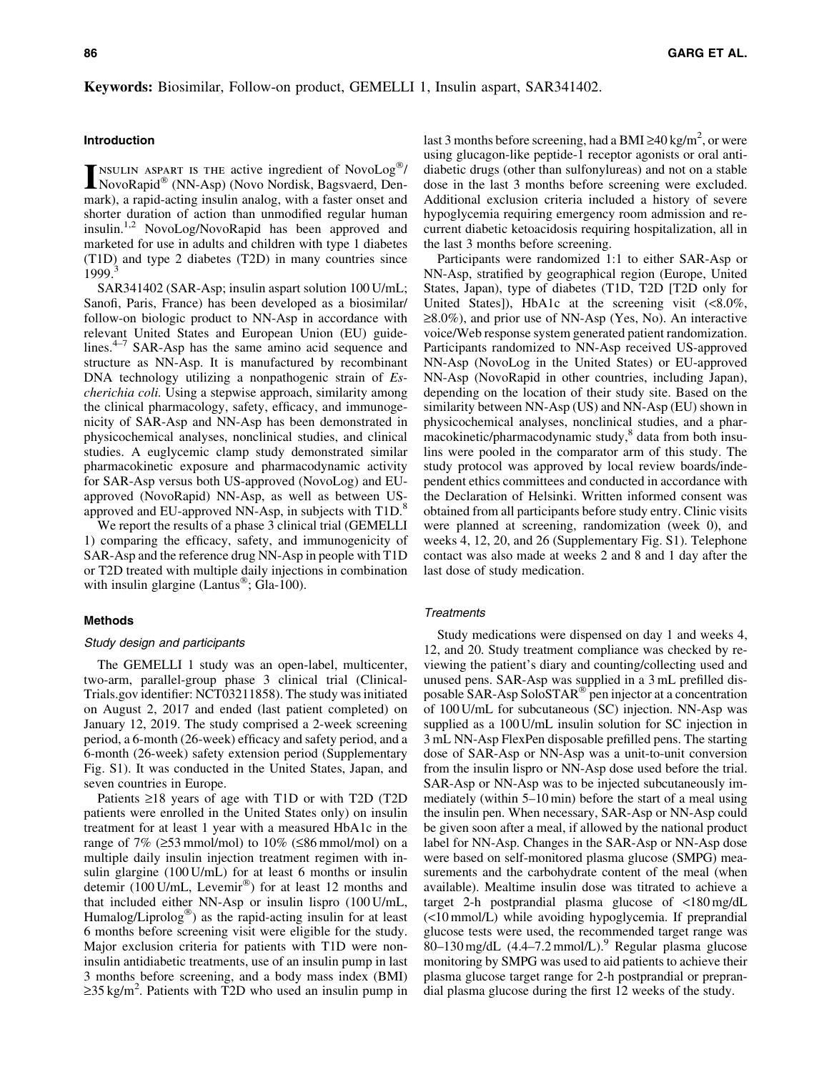**Keywords:** Biosimilar, Follow-on product, GEMELLI 1, Insulin aspart, SAR341402.

## Introduction

Insulin aspart is the active ingredient of NovoLog®/NovoRapid® (NN-Asp) (Novo Nordisk, Bagsvaerd, Denmark), a rapid-acting insulin analog, with a faster onset and shorter duration of action than unmodified regular human insulin.[1,2] NovoLog/NovoRapid has been approved and marketed for use in adults and children with type 1 diabetes (T1D) and type 2 diabetes (T2D) in many countries since 1999.[3]

SAR341402 (SAR-Asp; insulin aspart solution 100 U/mL; Sanofi, Paris, France) has been developed as a biosimilar/follow-on biologic product to NN-Asp in accordance with relevant United States and European Union (EU) guidelines.[4–7] SAR-Asp has the same amino acid sequence and structure as NN-Asp. It is manufactured by recombinant DNA technology utilizing a nonpathogenic strain of *Escherichia coli.* Using a stepwise approach, similarity among the clinical pharmacology, safety, efficacy, and immunogenicity of SAR-Asp and NN-Asp has been demonstrated in physicochemical analyses, nonclinical studies, and clinical studies. A euglycemic clamp study demonstrated similar pharmacokinetic exposure and pharmacodynamic activity for SAR-Asp versus both US-approved (NovoLog) and EU-approved (NovoRapid) NN-Asp, as well as between US-approved and EU-approved NN-Asp, in subjects with T1D.[8]

We report the results of a phase 3 clinical trial (GEMELLI 1) comparing the efficacy, safety, and immunogenicity of SAR-Asp and the reference drug NN-Asp in people with T1D or T2D treated with multiple daily injections in combination with insulin glargine (Lantus®; Gla-100).

## Methods

### Study design and participants

The GEMELLI 1 study was an open-label, multicenter, two-arm, parallel-group phase 3 clinical trial (ClinicalTrials.gov identifier: NCT03211858). The study was initiated on August 2, 2017 and ended (last patient completed) on January 12, 2019. The study comprised a 2-week screening period, a 6-month (26-week) efficacy and safety period, and a 6-month (26-week) safety extension period (Supplementary Fig. S1). It was conducted in the United States, Japan, and seven countries in Europe.

Patients ≥18 years of age with T1D or with T2D (T2D patients were enrolled in the United States only) on insulin treatment for at least 1 year with a measured HbA1c in the range of 7% (≥53 mmol/mol) to 10% (≤86 mmol/mol) on a multiple daily insulin injection treatment regimen with insulin glargine (100 U/mL) for at least 6 months or insulin detemir (100 U/mL, Levemir®) for at least 12 months and that included either NN-Asp or insulin lispro (100 U/mL, Humalog/Liprolog®) as the rapid-acting insulin for at least 6 months before screening visit were eligible for the study. Major exclusion criteria for patients with T1D were non-insulin antidiabetic treatments, use of an insulin pump in last 3 months before screening, and a body mass index (BMI) ≥35 kg/m$^2$. Patients with T2D who used an insulin pump in last 3 months before screening, had a BMI ≥40 kg/m$^2$, or were using glucagon-like peptide-1 receptor agonists or oral antidiabetic drugs (other than sulfonylureas) and not on a stable dose in the last 3 months before screening were excluded. Additional exclusion criteria included a history of severe hypoglycemia requiring emergency room admission and recurrent diabetic ketoacidosis requiring hospitalization, all in the last 3 months before screening.

Participants were randomized 1:1 to either SAR-Asp or NN-Asp, stratified by geographical region (Europe, United States, Japan), type of diabetes (T1D, T2D [T2D only for United States]), HbA1c at the screening visit (<8.0%, ≥8.0%), and prior use of NN-Asp (Yes, No). An interactive voice/Web response system generated patient randomization. Participants randomized to NN-Asp received US-approved NN-Asp (NovoLog in the United States) or EU-approved NN-Asp (NovoRapid in other countries, including Japan), depending on the location of their study site. Based on the similarity between NN-Asp (US) and NN-Asp (EU) shown in physicochemical analyses, nonclinical studies, and a pharmacokinetic/pharmacodynamic study,[8] data from both insulins were pooled in the comparator arm of this study. The study protocol was approved by local review boards/independent ethics committees and conducted in accordance with the Declaration of Helsinki. Written informed consent was obtained from all participants before study entry. Clinic visits were planned at screening, randomization (week 0), and weeks 4, 12, 20, and 26 (Supplementary Fig. S1). Telephone contact was also made at weeks 2 and 8 and 1 day after the last dose of study medication.

### Treatments

Study medications were dispensed on day 1 and weeks 4, 12, and 20. Study treatment compliance was checked by reviewing the patient's diary and counting/collecting used and unused pens. SAR-Asp was supplied in a 3 mL prefilled disposable SAR-Asp SoloSTAR® pen injector at a concentration of 100 U/mL for subcutaneous (SC) injection. NN-Asp was supplied as a 100 U/mL insulin solution for SC injection in 3 mL NN-Asp FlexPen disposable prefilled pens. The starting dose of SAR-Asp or NN-Asp was a unit-to-unit conversion from the insulin lispro or NN-Asp dose used before the trial. SAR-Asp or NN-Asp was to be injected subcutaneously immediately (within 5–10 min) before the start of a meal using the insulin pen. When necessary, SAR-Asp or NN-Asp could be given soon after a meal, if allowed by the national product label for NN-Asp. Changes in the SAR-Asp or NN-Asp dose were based on self-monitored plasma glucose (SMPG) measurements and the carbohydrate content of the meal (when available). Mealtime insulin dose was titrated to achieve a target 2-h postprandial plasma glucose of <180 mg/dL (<10 mmol/L) while avoiding hypoglycemia. If preprandial glucose tests were used, the recommended target range was 80–130 mg/dL (4.4–7.2 mmol/L).[9] Regular plasma glucose monitoring by SMPG was used to aid patients to achieve their plasma glucose target range for 2-h postprandial or preprandial plasma glucose during the first 12 weeks of the study.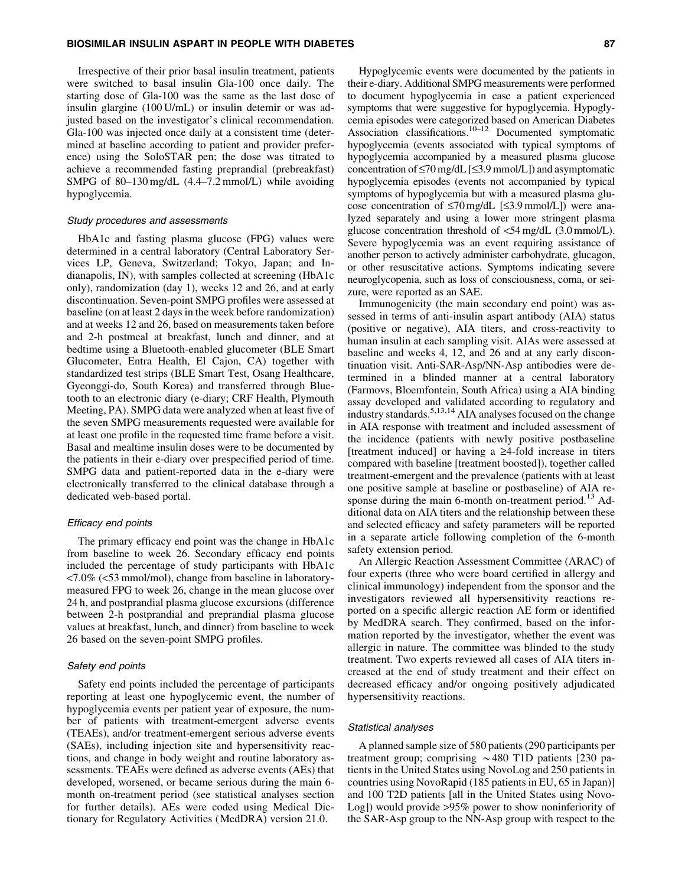Irrespective of their prior basal insulin treatment, patients were switched to basal insulin Gla-100 once daily. The starting dose of Gla-100 was the same as the last dose of insulin glargine (100 U/mL) or insulin detemir or was adjusted based on the investigator's clinical recommendation. Gla-100 was injected once daily at a consistent time (determined at baseline according to patient and provider preference) using the SoloSTAR pen; the dose was titrated to achieve a recommended fasting preprandial (prebreakfast) SMPG of 80–130 mg/dL (4.4–7.2 mmol/L) while avoiding hypoglycemia.

#### *Study procedures and assessments*

HbA1c and fasting plasma glucose (FPG) values were determined in a central laboratory (Central Laboratory Services LP, Geneva, Switzerland; Tokyo, Japan; and Indianapolis, IN), with samples collected at screening (HbA1c only), randomization (day 1), weeks 12 and 26, and at early discontinuation. Seven-point SMPG profiles were assessed at baseline (on at least 2 days in the week before randomization) and at weeks 12 and 26, based on measurements taken before and 2-h postmeal at breakfast, lunch and dinner, and at bedtime using a Bluetooth-enabled glucometer (BLE Smart Glucometer, Entra Health, El Cajon, CA) together with standardized test strips (BLE Smart Test, Osang Healthcare, Gyeonggi-do, South Korea) and transferred through Bluetooth to an electronic diary (e-diary; CRF Health, Plymouth Meeting, PA). SMPG data were analyzed when at least five of the seven SMPG measurements requested were available for at least one profile in the requested time frame before a visit. Basal and mealtime insulin doses were to be documented by the patients in their e-diary over prespecified period of time. SMPG data and patient-reported data in the e-diary were electronically transferred to the clinical database through a dedicated web-based portal.

#### *Efficacy end points*

The primary efficacy end point was the change in HbA1c from baseline to week 26. Secondary efficacy end points included the percentage of study participants with HbA1c <7.0% (<53 mmol/mol), change from baseline in laboratory-measured FPG to week 26, change in the mean glucose over 24 h, and postprandial plasma glucose excursions (difference between 2-h postprandial and preprandial plasma glucose values at breakfast, lunch, and dinner) from baseline to week 26 based on the seven-point SMPG profiles.

#### *Safety end points*

Safety end points included the percentage of participants reporting at least one hypoglycemic event, the number of hypoglycemia events per patient year of exposure, the number of patients with treatment-emergent adverse events (TEAEs), and/or treatment-emergent serious adverse events (SAEs), including injection site and hypersensitivity reactions, and change in body weight and routine laboratory assessments. TEAEs were defined as adverse events (AEs) that developed, worsened, or became serious during the main 6-month on-treatment period (see statistical analyses section for further details). AEs were coded using Medical Dictionary for Regulatory Activities (MedDRA) version 21.0.

Hypoglycemic events were documented by the patients in their e-diary. Additional SMPG measurements were performed to document hypoglycemia in case a patient experienced symptoms that were suggestive for hypoglycemia. Hypoglycemia episodes were categorized based on American Diabetes Association classifications.[10–12] Documented symptomatic hypoglycemia (events associated with typical symptoms of hypoglycemia accompanied by a measured plasma glucose concentration of ≤70 mg/dL [≤3.9 mmol/L]) and asymptomatic hypoglycemia episodes (events not accompanied by typical symptoms of hypoglycemia but with a measured plasma glucose concentration of ≤70 mg/dL [≤3.9 mmol/L]) were analyzed separately and using a lower more stringent plasma glucose concentration threshold of <54 mg/dL (3.0 mmol/L). Severe hypoglycemia was an event requiring assistance of another person to actively administer carbohydrate, glucagon, or other resuscitative actions. Symptoms indicating severe neuroglycopenia, such as loss of consciousness, coma, or seizure, were reported as an SAE.

Immunogenicity (the main secondary end point) was assessed in terms of anti-insulin aspart antibody (AIA) status (positive or negative), AIA titers, and cross-reactivity to human insulin at each sampling visit. AIAs were assessed at baseline and weeks 4, 12, and 26 and at any early discontinuation visit. Anti-SAR-Asp/NN-Asp antibodies were determined in a blinded manner at a central laboratory (Farmovs, Bloemfontein, South Africa) using a AIA binding assay developed and validated according to regulatory and industry standards.[5,13,14] AIA analyses focused on the change in AIA response with treatment and included assessment of the incidence (patients with newly positive postbaseline [treatment induced] or having a ≥4-fold increase in titers compared with baseline [treatment boosted]), together called treatment-emergent and the prevalence (patients with at least one positive sample at baseline or postbaseline) of AIA response during the main 6-month on-treatment period.[13] Additional data on AIA titers and the relationship between these and selected efficacy and safety parameters will be reported in a separate article following completion of the 6-month safety extension period.

An Allergic Reaction Assessment Committee (ARAC) of four experts (three who were board certified in allergy and clinical immunology) independent from the sponsor and the investigators reviewed all hypersensitivity reactions reported on a specific allergic reaction AE form or identified by MedDRA search. They confirmed, based on the information reported by the investigator, whether the event was allergic in nature. The committee was blinded to the study treatment. Two experts reviewed all cases of AIA titers increased at the end of study treatment and their effect on decreased efficacy and/or ongoing positively adjudicated hypersensitivity reactions.

#### *Statistical analyses*

A planned sample size of 580 patients (290 participants per treatment group; comprising ~480 T1D patients [230 patients in the United States using NovoLog and 250 patients in countries using NovoRapid (185 patients in EU, 65 in Japan)] and 100 T2D patients [all in the United States using NovoLog]) would provide >95% power to show noninferiority of the SAR-Asp group to the NN-Asp group with respect to the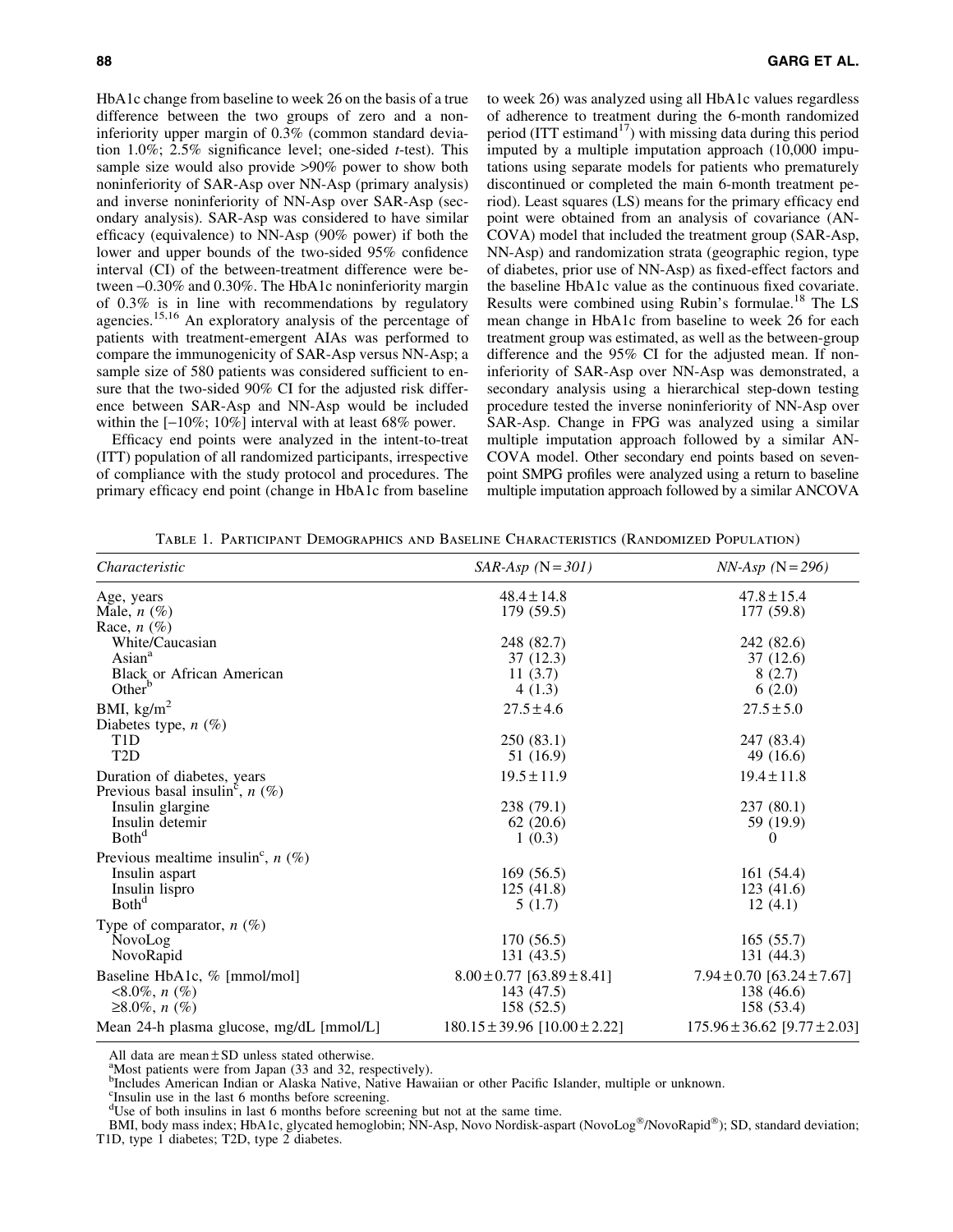HbA1c change from baseline to week 26 on the basis of a true difference between the two groups of zero and a noninferiority upper margin of 0.3% (common standard deviation 1.0%; 2.5% significance level; one-sided *t*-test). This sample size would also provide >90% power to show both noninferiority of SAR-Asp over NN-Asp (primary analysis) and inverse noninferiority of NN-Asp over SAR-Asp (secondary analysis). SAR-Asp was considered to have similar efficacy (equivalence) to NN-Asp (90% power) if both the lower and upper bounds of the two-sided 95% confidence interval (CI) of the between-treatment difference were between −0.30% and 0.30%. The HbA1c noninferiority margin of 0.3% is in line with recommendations by regulatory agencies.[15,16] An exploratory analysis of the percentage of patients with treatment-emergent AIAs was performed to compare the immunogenicity of SAR-Asp versus NN-Asp; a sample size of 580 patients was considered sufficient to ensure that the two-sided 90% CI for the adjusted risk difference between SAR-Asp and NN-Asp would be included within the [−10%; 10%] interval with at least 68% power.

Efficacy end points were analyzed in the intent-to-treat (ITT) population of all randomized participants, irrespective of compliance with the study protocol and procedures. The primary efficacy end point (change in HbA1c from baseline to week 26) was analyzed using all HbA1c values regardless of adherence to treatment during the 6-month randomized period (ITT estimand[17]) with missing data during this period imputed by a multiple imputation approach (10,000 imputations using separate models for patients who prematurely discontinued or completed the main 6-month treatment period). Least squares (LS) means for the primary efficacy end point were obtained from an analysis of covariance (ANCOVA) model that included the treatment group (SAR-Asp, NN-Asp) and randomization strata (geographic region, type of diabetes, prior use of NN-Asp) as fixed-effect factors and the baseline HbA1c value as the continuous fixed covariate. Results were combined using Rubin's formulae.[18] The LS mean change in HbA1c from baseline to week 26 for each treatment group was estimated, as well as the between-group difference and the 95% CI for the adjusted mean. If noninferiority of SAR-Asp over NN-Asp was demonstrated, a secondary analysis using a hierarchical step-down testing procedure tested the inverse noninferiority of NN-Asp over SAR-Asp. Change in FPG was analyzed using a similar multiple imputation approach followed by a similar ANCOVA model. Other secondary end points based on seven-point SMPG profiles were analyzed using a return to baseline multiple imputation approach followed by a similar ANCOVA

Table 1. Participant Demographics and Baseline Characteristics (Randomized Population)

| *Characteristic* | *SAR-Asp (N=301)* | *NN-Asp (N=296)* |
|---|---|---|
| Age, years | 48.4 ± 14.8 | 47.8 ± 15.4 |
| Male, *n* (%) | 179 (59.5) | 177 (59.8) |
| Race, *n* (%) | | |
| White/Caucasian | 248 (82.7) | 242 (82.6) |
| Asian[a] | 37 (12.3) | 37 (12.6) |
| Black or African American | 11 (3.7) | 8 (2.7) |
| Other[b] | 4 (1.3) | 6 (2.0) |
| BMI, kg/m$^2$ | 27.5 ± 4.6 | 27.5 ± 5.0 |
| Diabetes type, *n* (%) | | |
| T1D | 250 (83.1) | 247 (83.4) |
| T2D | 51 (16.9) | 49 (16.6) |
| Duration of diabetes, years | 19.5 ± 11.9 | 19.4 ± 11.8 |
| Previous basal insulin[c], *n* (%) | | |
| Insulin glargine | 238 (79.1) | 237 (80.1) |
| Insulin detemir | 62 (20.6) | 59 (19.9) |
| Both[d] | 1 (0.3) | 0 |
| Previous mealtime insulin[c], *n* (%) | | |
| Insulin aspart | 169 (56.5) | 161 (54.4) |
| Insulin lispro | 125 (41.8) | 123 (41.6) |
| Both[d] | 5 (1.7) | 12 (4.1) |
| Type of comparator, *n* (%) | | |
| NovoLog | 170 (56.5) | 165 (55.7) |
| NovoRapid | 131 (43.5) | 131 (44.3) |
| Baseline HbA1c, % [mmol/mol] | 8.00 ± 0.77 [63.89 ± 8.41] | 7.94 ± 0.70 [63.24 ± 7.67] |
| <8.0%, *n* (%) | 143 (47.5) | 138 (46.6) |
| ≥8.0%, *n* (%) | 158 (52.5) | 158 (53.4) |
| Mean 24-h plasma glucose, mg/dL [mmol/L] | 180.15 ± 39.96 [10.00 ± 2.22] | 175.96 ± 36.62 [9.77 ± 2.03] |

All data are mean ± SD unless stated otherwise.
[a]Most patients were from Japan (33 and 32, respectively).
[b]Includes American Indian or Alaska Native, Native Hawaiian or other Pacific Islander, multiple or unknown.
[c]Insulin use in the last 6 months before screening.
[d]Use of both insulins in last 6 months before screening but not at the same time.
BMI, body mass index; HbA1c, glycated hemoglobin; NN-Asp, Novo Nordisk-aspart (NovoLog®/NovoRapid®); SD, standard deviation; T1D, type 1 diabetes; T2D, type 2 diabetes.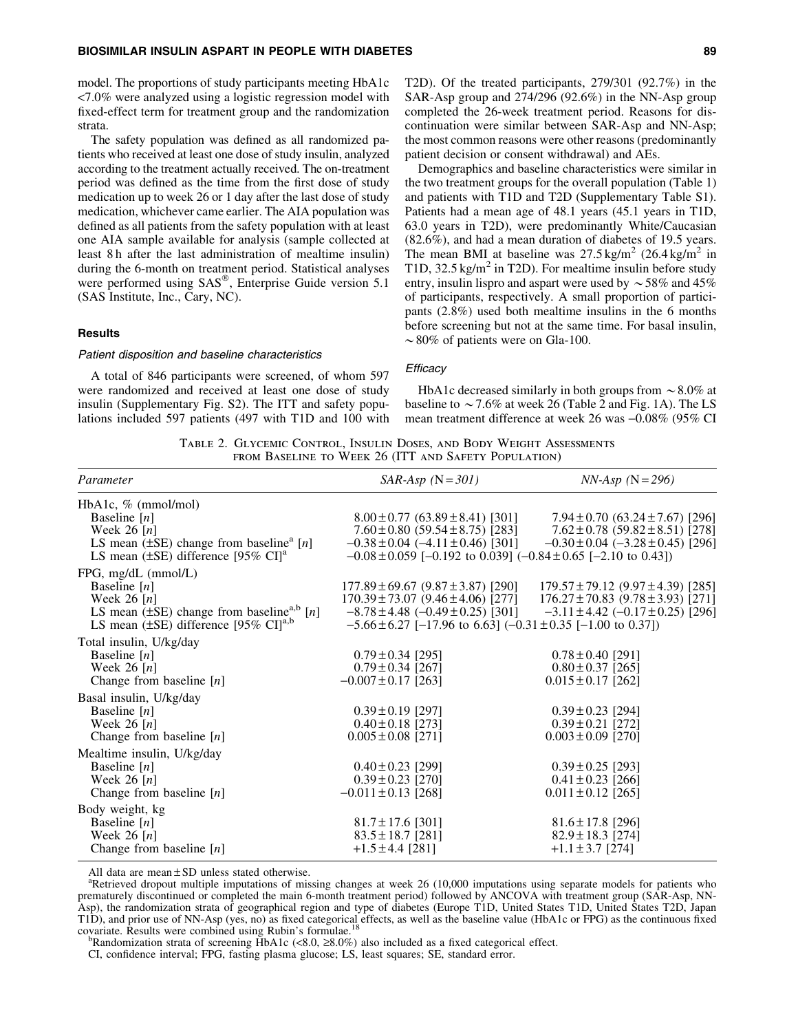model. The proportions of study participants meeting HbA1c <7.0% were analyzed using a logistic regression model with fixed-effect term for treatment group and the randomization strata.

The safety population was defined as all randomized patients who received at least one dose of study insulin, analyzed according to the treatment actually received. The on-treatment period was defined as the time from the first dose of study medication up to week 26 or 1 day after the last dose of study medication, whichever came earlier. The AIA population was defined as all patients from the safety population with at least one AIA sample available for analysis (sample collected at least 8 h after the last administration of mealtime insulin) during the 6-month on treatment period. Statistical analyses were performed using SAS®, Enterprise Guide version 5.1 (SAS Institute, Inc., Cary, NC).

## Results

### *Patient disposition and baseline characteristics*

A total of 846 participants were screened, of whom 597 were randomized and received at least one dose of study insulin (Supplementary Fig. S2). The ITT and safety populations included 597 patients (497 with T1D and 100 with T2D). Of the treated participants, 279/301 (92.7%) in the SAR-Asp group and 274/296 (92.6%) in the NN-Asp group completed the 26-week treatment period. Reasons for discontinuation were similar between SAR-Asp and NN-Asp; the most common reasons were other reasons (predominantly patient decision or consent withdrawal) and AEs.

Demographics and baseline characteristics were similar in the two treatment groups for the overall population (Table 1) and patients with T1D and T2D (Supplementary Table S1). Patients had a mean age of 48.1 years (45.1 years in T1D, 63.0 years in T2D), were predominantly White/Caucasian (82.6%), and had a mean duration of diabetes of 19.5 years. The mean BMI at baseline was 27.5 kg/m$^2$ (26.4 kg/m$^2$ in T1D, 32.5 kg/m$^2$ in T2D). For mealtime insulin before study entry, insulin lispro and aspart were used by ~58% and 45% of participants, respectively. A small proportion of participants (2.8%) used both mealtime insulins in the 6 months before screening but not at the same time. For basal insulin, ~80% of patients were on Gla-100.

### *Efficacy*

HbA1c decreased similarly in both groups from ~8.0% at baseline to ~7.6% at week 26 (Table 2 and Fig. 1A). The LS mean treatment difference at week 26 was –0.08% (95% CI

Table 2. Glycemic Control, Insulin Doses, and Body Weight Assessments from Baseline to Week 26 (ITT and Safety Population)

| *Parameter* | *SAR-Asp (N = 301)* | *NN-Asp (N = 296)* |
|---|---|---|
| HbA1c, % (mmol/mol) | | |
| Baseline [*n*] | 8.00 ± 0.77 (63.89 ± 8.41) [301] | 7.94 ± 0.70 (63.24 ± 7.67) [296] |
| Week 26 [*n*] | 7.60 ± 0.80 (59.54 ± 8.75) [283] | 7.62 ± 0.78 (59.82 ± 8.51) [278] |
| LS mean (±SE) change from baseline[a] [*n*] | –0.38 ± 0.04 (–4.11 ± 0.46) [301] | –0.30 ± 0.04 (–3.28 ± 0.45) [296] |
| LS mean (±SE) difference [95% CI][a] | –0.08 ± 0.059 [–0.192 to 0.039] (–0.84 ± 0.65 [–2.10 to 0.43]) | |
| FPG, mg/dL (mmol/L) | | |
| Baseline [*n*] | 177.89 ± 69.67 (9.87 ± 3.87) [290] | 179.57 ± 79.12 (9.97 ± 4.39) [285] |
| Week 26 [*n*] | 170.39 ± 73.07 (9.46 ± 4.06) [277] | 176.27 ± 70.83 (9.78 ± 3.93) [271] |
| LS mean (±SE) change from baseline[a,b] [*n*] | –8.78 ± 4.48 (–0.49 ± 0.25) [301] | –3.11 ± 4.42 (–0.17 ± 0.25) [296] |
| LS mean (±SE) difference [95% CI][a,b] | –5.66 ± 6.27 [–17.96 to 6.63] (–0.31 ± 0.35 [–1.00 to 0.37]) | |
| Total insulin, U/kg/day | | |
| Baseline [*n*] | 0.79 ± 0.34 [295] | 0.78 ± 0.40 [291] |
| Week 26 [*n*] | 0.79 ± 0.34 [267] | 0.80 ± 0.37 [265] |
| Change from baseline [*n*] | –0.007 ± 0.17 [263] | 0.015 ± 0.17 [262] |
| Basal insulin, U/kg/day | | |
| Baseline [*n*] | 0.39 ± 0.19 [297] | 0.39 ± 0.23 [294] |
| Week 26 [*n*] | 0.40 ± 0.18 [273] | 0.39 ± 0.21 [272] |
| Change from baseline [*n*] | 0.005 ± 0.08 [271] | 0.003 ± 0.09 [270] |
| Mealtime insulin, U/kg/day | | |
| Baseline [*n*] | 0.40 ± 0.23 [299] | 0.39 ± 0.25 [293] |
| Week 26 [*n*] | 0.39 ± 0.23 [270] | 0.41 ± 0.23 [266] |
| Change from baseline [*n*] | –0.011 ± 0.13 [268] | 0.011 ± 0.12 [265] |
| Body weight, kg | | |
| Baseline [*n*] | 81.7 ± 17.6 [301] | 81.6 ± 17.8 [296] |
| Week 26 [*n*] | 83.5 ± 18.7 [281] | 82.9 ± 18.3 [274] |
| Change from baseline [*n*] | +1.5 ± 4.4 [281] | +1.1 ± 3.7 [274] |

All data are mean ± SD unless stated otherwise.

[a]Retrieved dropout multiple imputations of missing changes at week 26 (10,000 imputations using separate models for patients who prematurely discontinued or completed the main 6-month treatment period) followed by ANCOVA with treatment group (SAR-Asp, NN-Asp), the randomization strata of geographical region and type of diabetes (Europe T1D, United States T1D, United States T2D, Japan T1D), and prior use of NN-Asp (yes, no) as fixed categorical effects, as well as the baseline value (HbA1c or FPG) as the continuous fixed covariate. Results were combined using Rubin's formulae.[18]

[b]Randomization strata of screening HbA1c (<8.0, ≥8.0%) also included as a fixed categorical effect.

CI, confidence interval; FPG, fasting plasma glucose; LS, least squares; SE, standard error.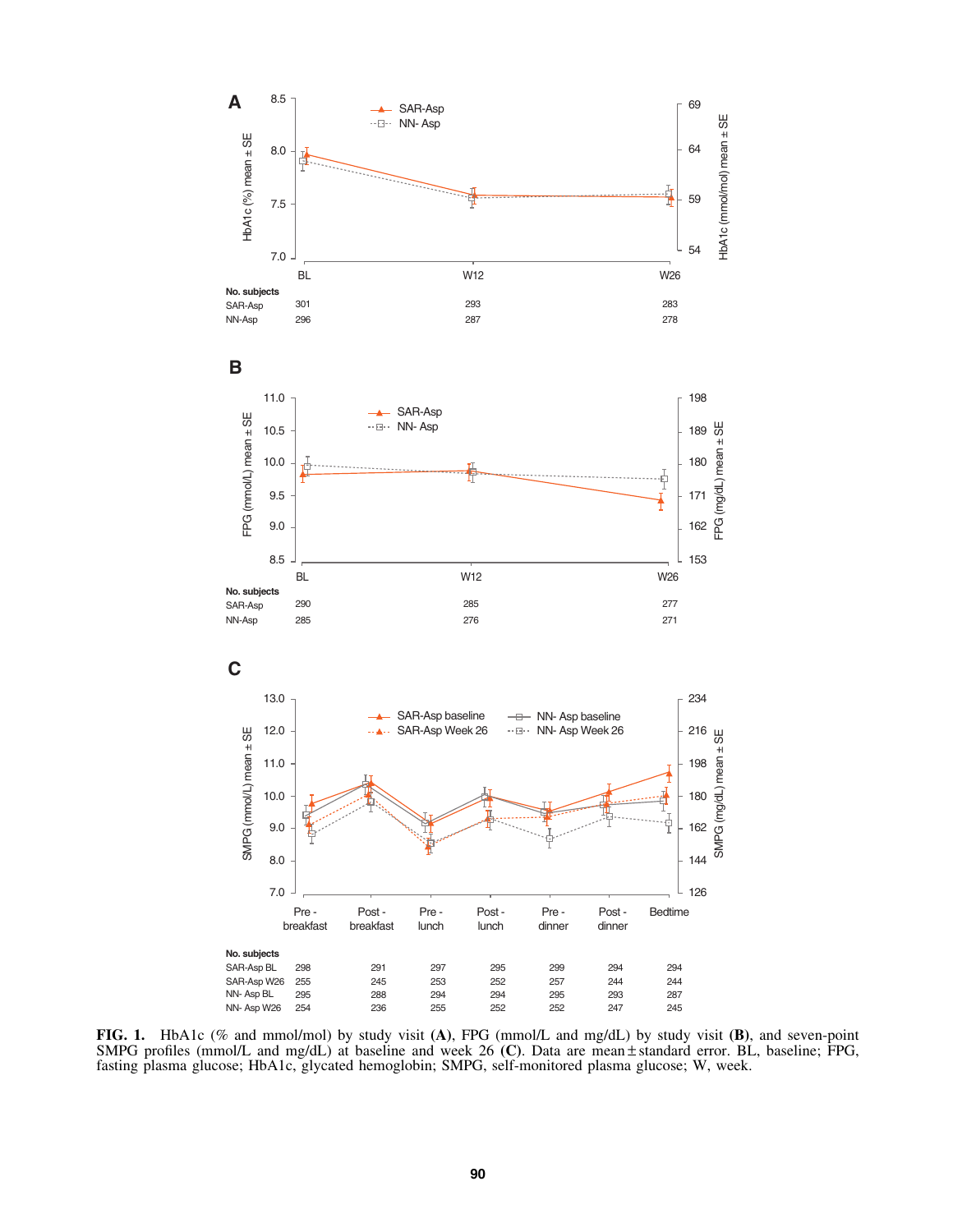**A**

| No. subjects | BL | W12 | W26 |
|---|---|---|---|
| SAR-Asp | 301 | 293 | 283 |
| NN-Asp | 296 | 287 | 278 |

**B**

| No. subjects | BL | W12 | W26 |
|---|---|---|---|
| SAR-Asp | 290 | 285 | 277 |
| NN-Asp | 285 | 276 | 271 |

**C**

| No. subjects | Pre-breakfast | Post-breakfast | Pre-lunch | Post-lunch | Pre-dinner | Post-dinner | Bedtime |
|---|---|---|---|---|---|---|---|
| SAR-Asp BL | 298 | 291 | 297 | 295 | 299 | 294 | 294 |
| SAR-Asp W26 | 255 | 245 | 253 | 252 | 257 | 244 | 244 |
| NN- Asp BL | 295 | 288 | 294 | 294 | 295 | 293 | 287 |
| NN- Asp W26 | 254 | 236 | 255 | 252 | 252 | 247 | 245 |

**FIG. 1.** HbA1c (% and mmol/mol) by study visit **(A)**, FPG (mmol/L and mg/dL) by study visit **(B)**, and seven-point SMPG profiles (mmol/L and mg/dL) at baseline and week 26 **(C)**. Data are mean ± standard error. BL, baseline; FPG, fasting plasma glucose; HbA1c, glycated hemoglobin; SMPG, self-monitored plasma glucose; W, week.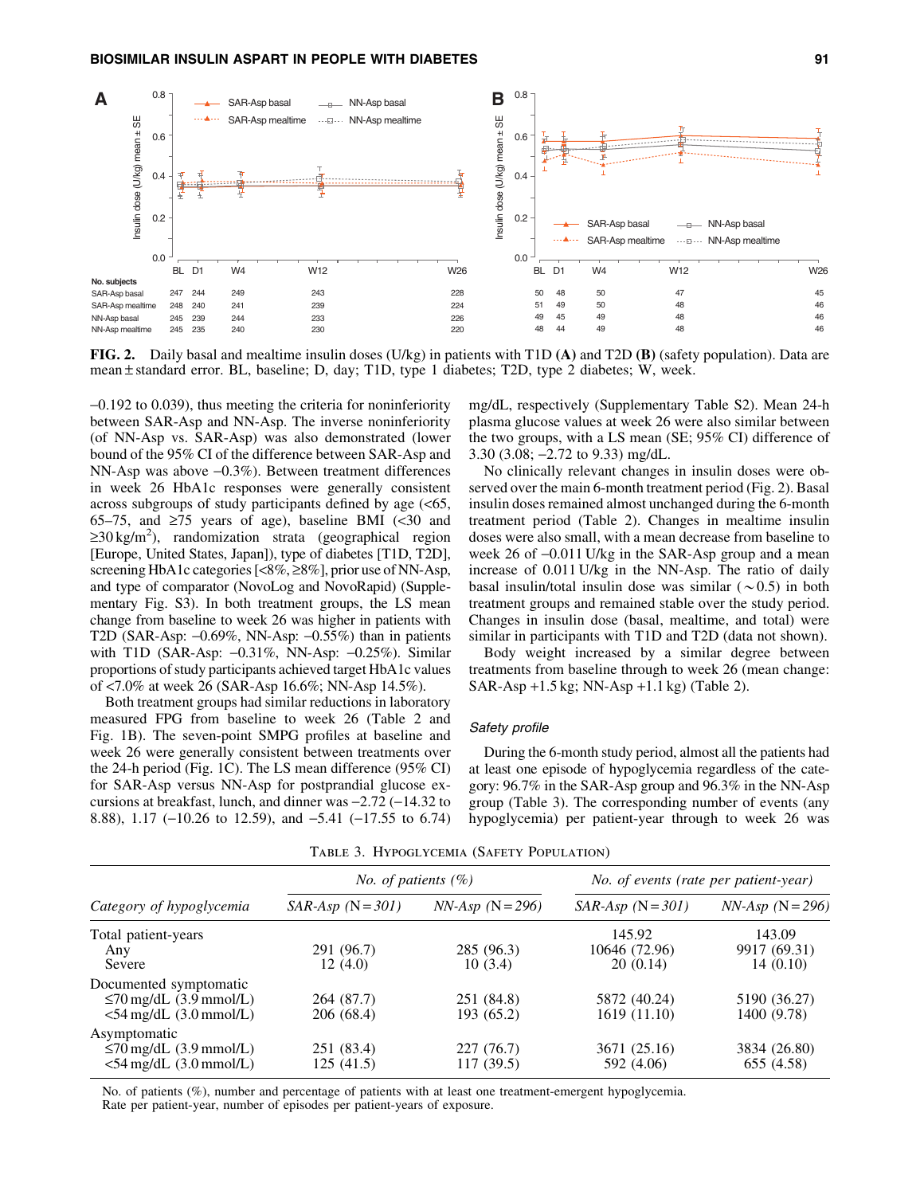**FIG. 2.** Daily basal and mealtime insulin doses (U/kg) in patients with T1D **(A)** and T2D **(B)** (safety population). Data are mean ± standard error. BL, baseline; D, day; T1D, type 1 diabetes; T2D, type 2 diabetes; W, week.

–0.192 to 0.039), thus meeting the criteria for noninferiority between SAR-Asp and NN-Asp. The inverse noninferiority (of NN-Asp vs. SAR-Asp) was also demonstrated (lower bound of the 95% CI of the difference between SAR-Asp and NN-Asp was above –0.3%). Between treatment differences in week 26 HbA1c responses were generally consistent across subgroups of study participants defined by age (<65, 65–75, and ≥75 years of age), baseline BMI (<30 and ≥30 kg/m$^2$), randomization strata (geographical region [Europe, United States, Japan]), type of diabetes [T1D, T2D], screening HbA1c categories [<8%, ≥8%], prior use of NN-Asp, and type of comparator (NovoLog and NovoRapid) (Supplementary Fig. S3). In both treatment groups, the LS mean change from baseline to week 26 was higher in patients with T2D (SAR-Asp: –0.69%, NN-Asp: –0.55%) than in patients with T1D (SAR-Asp: –0.31%, NN-Asp: –0.25%). Similar proportions of study participants achieved target HbA1c values of <7.0% at week 26 (SAR-Asp 16.6%; NN-Asp 14.5%).

Both treatment groups had similar reductions in laboratory measured FPG from baseline to week 26 (Table 2 and Fig. 1B). The seven-point SMPG profiles at baseline and week 26 were generally consistent between treatments over the 24-h period (Fig. 1C). The LS mean difference (95% CI) for SAR-Asp versus NN-Asp for postprandial glucose excursions at breakfast, lunch, and dinner was –2.72 (–14.32 to 8.88), 1.17 (–10.26 to 12.59), and –5.41 (–17.55 to 6.74) mg/dL, respectively (Supplementary Table S2). Mean 24-h plasma glucose values at week 26 were also similar between the two groups, with a LS mean (SE; 95% CI) difference of 3.30 (3.08; –2.72 to 9.33) mg/dL.

No clinically relevant changes in insulin doses were observed over the main 6-month treatment period (Fig. 2). Basal insulin doses remained almost unchanged during the 6-month treatment period (Table 2). Changes in mealtime insulin doses were also small, with a mean decrease from baseline to week 26 of –0.011 U/kg in the SAR-Asp group and a mean increase of 0.011 U/kg in the NN-Asp. The ratio of daily basal insulin/total insulin dose was similar (~0.5) in both treatment groups and remained stable over the study period. Changes in insulin dose (basal, mealtime, and total) were similar in participants with T1D and T2D (data not shown).

Body weight increased by a similar degree between treatments from baseline through to week 26 (mean change: SAR-Asp +1.5 kg; NN-Asp +1.1 kg) (Table 2).

### *Safety profile*

During the 6-month study period, almost all the patients had at least one episode of hypoglycemia regardless of the category: 96.7% in the SAR-Asp group and 96.3% in the NN-Asp group (Table 3). The corresponding number of events (any hypoglycemia) per patient-year through to week 26 was

Table 3. Hypoglycemia (Safety Population)

| Category of hypoglycemia | No. of patients (%) | | No. of events (rate per patient-year) | |
|---|---|---|---|---|
| | *SAR-Asp (N = 301)* | *NN-Asp (N = 296)* | *SAR-Asp (N = 301)* | *NN-Asp (N = 296)* |
| Total patient-years | | | 145.92 | 143.09 |
| Any | 291 (96.7) | 285 (96.3) | 10646 (72.96) | 9917 (69.31) |
| Severe | 12 (4.0) | 10 (3.4) | 20 (0.14) | 14 (0.10) |
| Documented symptomatic | | | | |
| ≤70 mg/dL (3.9 mmol/L) | 264 (87.7) | 251 (84.8) | 5872 (40.24) | 5190 (36.27) |
| <54 mg/dL (3.0 mmol/L) | 206 (68.4) | 193 (65.2) | 1619 (11.10) | 1400 (9.78) |
| Asymptomatic | | | | |
| ≤70 mg/dL (3.9 mmol/L) | 251 (83.4) | 227 (76.7) | 3671 (25.16) | 3834 (26.80) |
| <54 mg/dL (3.0 mmol/L) | 125 (41.5) | 117 (39.5) | 592 (4.06) | 655 (4.58) |

No. of patients (%), number and percentage of patients with at least one treatment-emergent hypoglycemia.
Rate per patient-year, number of episodes per patient-years of exposure.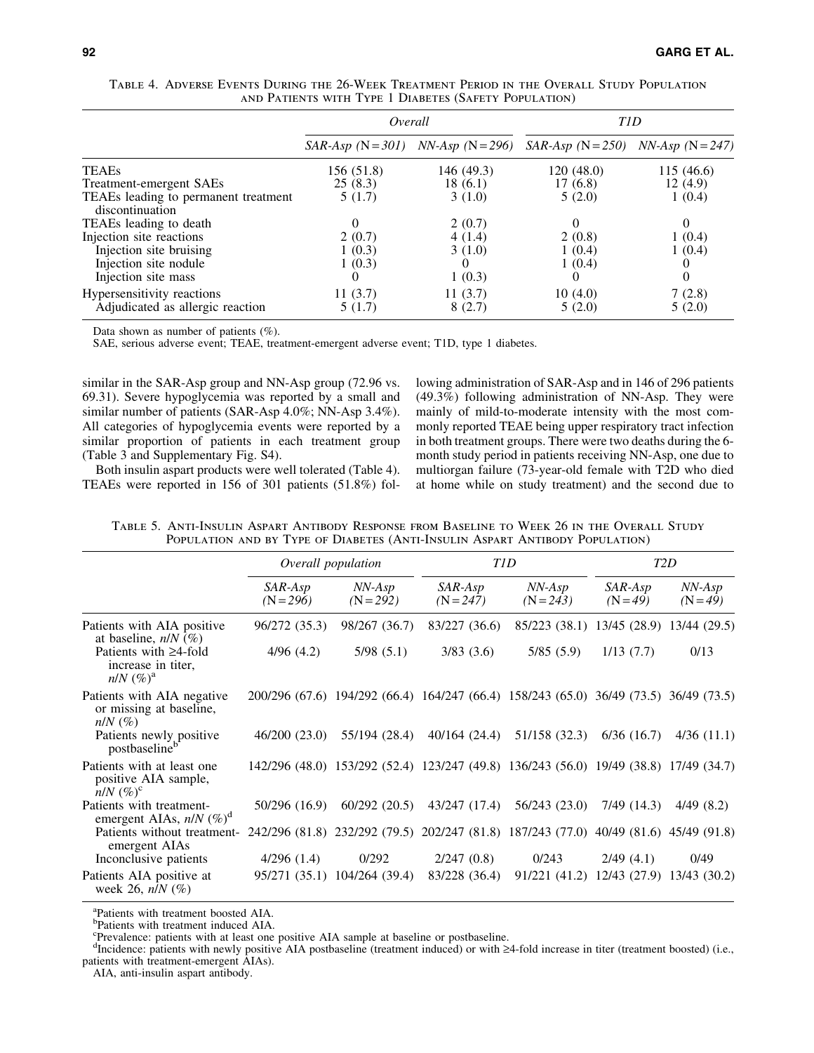Table 4. Adverse Events During the 26-Week Treatment Period in the Overall Study Population and Patients with Type 1 Diabetes (Safety Population)

| | *Overall* | | *T1D* | |
|---|---|---|---|---|
| | *SAR-Asp* (N = *301*) | *NN-Asp* (N = *296*) | *SAR-Asp* (N = *250*) | *NN-Asp* (N = *247*) |
| TEAEs | 156 (51.8) | 146 (49.3) | 120 (48.0) | 115 (46.6) |
| Treatment-emergent SAEs | 25 (8.3) | 18 (6.1) | 17 (6.8) | 12 (4.9) |
| TEAEs leading to permanent treatment discontinuation | 5 (1.7) | 3 (1.0) | 5 (2.0) | 1 (0.4) |
| TEAEs leading to death | 0 | 2 (0.7) | 0 | 0 |
| Injection site reactions | 2 (0.7) | 4 (1.4) | 2 (0.8) | 1 (0.4) |
| Injection site bruising | 1 (0.3) | 3 (1.0) | 1 (0.4) | 1 (0.4) |
| Injection site nodule | 1 (0.3) | 0 | 1 (0.4) | 0 |
| Injection site mass | 0 | 1 (0.3) | 0 | 0 |
| Hypersensitivity reactions | 11 (3.7) | 11 (3.7) | 10 (4.0) | 7 (2.8) |
| Adjudicated as allergic reaction | 5 (1.7) | 8 (2.7) | 5 (2.0) | 5 (2.0) |

Data shown as number of patients (%).

SAE, serious adverse event; TEAE, treatment-emergent adverse event; T1D, type 1 diabetes.

similar in the SAR-Asp group and NN-Asp group (72.96 vs. 69.31). Severe hypoglycemia was reported by a small and similar number of patients (SAR-Asp 4.0%; NN-Asp 3.4%). All categories of hypoglycemia events were reported by a similar proportion of patients in each treatment group (Table 3 and Supplementary Fig. S4).

Both insulin aspart products were well tolerated (Table 4). TEAEs were reported in 156 of 301 patients (51.8%) following administration of SAR-Asp and in 146 of 296 patients (49.3%) following administration of NN-Asp. They were mainly of mild-to-moderate intensity with the most commonly reported TEAE being upper respiratory tract infection in both treatment groups. There were two deaths during the 6-month study period in patients receiving NN-Asp, one due to multiorgan failure (73-year-old female with T2D who died at home while on study treatment) and the second due to

Table 5. Anti-Insulin Aspart Antibody Response from Baseline to Week 26 in the Overall Study Population and by Type of Diabetes (Anti-Insulin Aspart Antibody Population)

| | *Overall population* | | *T1D* | | *T2D* | |
|---|---|---|---|---|---|---|
| | *SAR-Asp* (N = *296*) | *NN-Asp* (N = *292*) | *SAR-Asp* (N = *247*) | *NN-Asp* (N = *243*) | *SAR-Asp* (N = *49*) | *NN-Asp* (N = *49*) |
| Patients with AIA positive at baseline, *n/N* (%) | 96/272 (35.3) | 98/267 (36.7) | 83/227 (36.6) | 85/223 (38.1) | 13/45 (28.9) | 13/44 (29.5) |
| Patients with ≥4-fold increase in titer, *n/N* (%)[a] | 4/96 (4.2) | 5/98 (5.1) | 3/83 (3.6) | 5/85 (5.9) | 1/13 (7.7) | 0/13 |
| Patients with AIA negative or missing at baseline, *n/N* (%) | 200/296 (67.6) | 194/292 (66.4) | 164/247 (66.4) | 158/243 (65.0) | 36/49 (73.5) | 36/49 (73.5) |
| Patients newly positive postbaseline[b] | 46/200 (23.0) | 55/194 (28.4) | 40/164 (24.4) | 51/158 (32.3) | 6/36 (16.7) | 4/36 (11.1) |
| Patients with at least one positive AIA sample, *n/N* (%)[c] | 142/296 (48.0) | 153/292 (52.4) | 123/247 (49.8) | 136/243 (56.0) | 19/49 (38.8) | 17/49 (34.7) |
| Patients with treatment-emergent AIAs, *n/N* (%)[d] | 50/296 (16.9) | 60/292 (20.5) | 43/247 (17.4) | 56/243 (23.0) | 7/49 (14.3) | 4/49 (8.2) |
| Patients without treatment-emergent AIAs | 242/296 (81.8) | 232/292 (79.5) | 202/247 (81.8) | 187/243 (77.0) | 40/49 (81.6) | 45/49 (91.8) |
| Inconclusive patients | 4/296 (1.4) | 0/292 | 2/247 (0.8) | 0/243 | 2/49 (4.1) | 0/49 |
| Patients AIA positive at week 26, *n/N* (%) | 95/271 (35.1) | 104/264 (39.4) | 83/228 (36.4) | 91/221 (41.2) | 12/43 (27.9) | 13/43 (30.2) |

[a]Patients with treatment boosted AIA.
[b]Patients with treatment induced AIA.
[c]Prevalence: patients with at least one positive AIA sample at baseline or postbaseline.
[d]Incidence: patients with newly positive AIA postbaseline (treatment induced) or with ≥4-fold increase in titer (treatment boosted) (i.e., patients with treatment-emergent AIAs).

AIA, anti-insulin aspart antibody.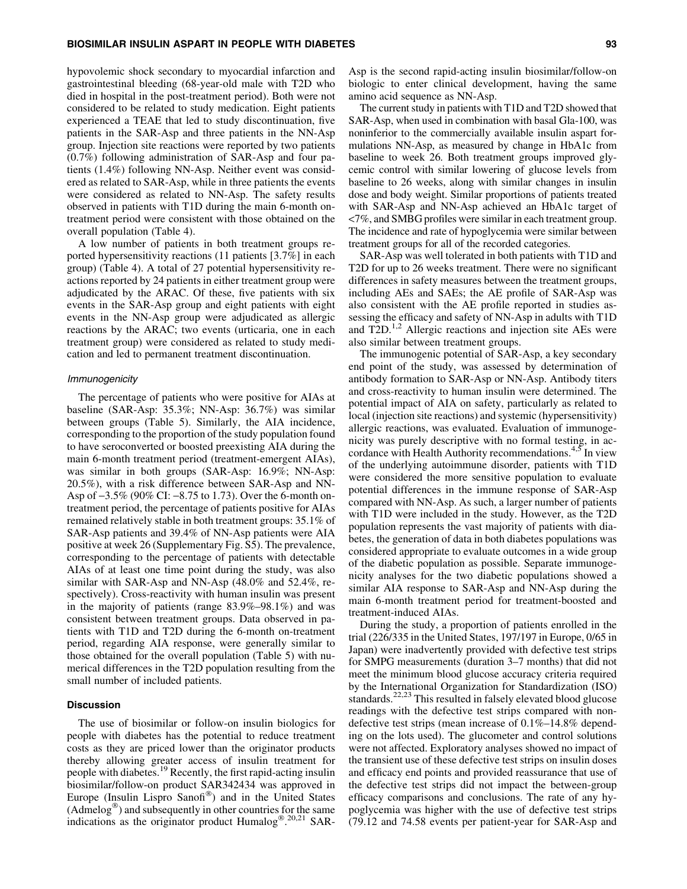hypovolemic shock secondary to myocardial infarction and gastrointestinal bleeding (68-year-old male with T2D who died in hospital in the post-treatment period). Both were not considered to be related to study medication. Eight patients experienced a TEAE that led to study discontinuation, five patients in the SAR-Asp and three patients in the NN-Asp group. Injection site reactions were reported by two patients (0.7%) following administration of SAR-Asp and four patients (1.4%) following NN-Asp. Neither event was considered as related to SAR-Asp, while in three patients the events were considered as related to NN-Asp. The safety results observed in patients with T1D during the main 6-month on-treatment period were consistent with those obtained on the overall population (Table 4).

A low number of patients in both treatment groups reported hypersensitivity reactions (11 patients [3.7%] in each group) (Table 4). A total of 27 potential hypersensitivity reactions reported by 24 patients in either treatment group were adjudicated by the ARAC. Of these, five patients with six events in the SAR-Asp group and eight patients with eight events in the NN-Asp group were adjudicated as allergic reactions by the ARAC; two events (urticaria, one in each treatment group) were considered as related to study medication and led to permanent treatment discontinuation.

### *Immunogenicity*

The percentage of patients who were positive for AIAs at baseline (SAR-Asp: 35.3%; NN-Asp: 36.7%) was similar between groups (Table 5). Similarly, the AIA incidence, corresponding to the proportion of the study population found to have seroconverted or boosted preexisting AIA during the main 6-month treatment period (treatment-emergent AIAs), was similar in both groups (SAR-Asp: 16.9%; NN-Asp: 20.5%), with a risk difference between SAR-Asp and NN-Asp of −3.5% (90% CI: −8.75 to 1.73). Over the 6-month on-treatment period, the percentage of patients positive for AIAs remained relatively stable in both treatment groups: 35.1% of SAR-Asp patients and 39.4% of NN-Asp patients were AIA positive at week 26 (Supplementary Fig. S5). The prevalence, corresponding to the percentage of patients with detectable AIAs of at least one time point during the study, was also similar with SAR-Asp and NN-Asp (48.0% and 52.4%, respectively). Cross-reactivity with human insulin was present in the majority of patients (range 83.9%–98.1%) and was consistent between treatment groups. Data observed in patients with T1D and T2D during the 6-month on-treatment period, regarding AIA response, were generally similar to those obtained for the overall population (Table 5) with numerical differences in the T2D population resulting from the small number of included patients.

## Discussion

The use of biosimilar or follow-on insulin biologics for people with diabetes has the potential to reduce treatment costs as they are priced lower than the originator products thereby allowing greater access of insulin treatment for people with diabetes.[19] Recently, the first rapid-acting insulin biosimilar/follow-on product SAR342434 was approved in Europe (Insulin Lispro Sanofi®) and in the United States (Admelog®) and subsequently in other countries for the same indications as the originator product Humalog®.[20,21] SAR-Asp is the second rapid-acting insulin biosimilar/follow-on biologic to enter clinical development, having the same amino acid sequence as NN-Asp.

The current study in patients with T1D and T2D showed that SAR-Asp, when used in combination with basal Gla-100, was noninferior to the commercially available insulin aspart formulations NN-Asp, as measured by change in HbA1c from baseline to week 26. Both treatment groups improved glycemic control with similar lowering of glucose levels from baseline to 26 weeks, along with similar changes in insulin dose and body weight. Similar proportions of patients treated with SAR-Asp and NN-Asp achieved an HbA1c target of <7%, and SMBG profiles were similar in each treatment group. The incidence and rate of hypoglycemia were similar between treatment groups for all of the recorded categories.

SAR-Asp was well tolerated in both patients with T1D and T2D for up to 26 weeks treatment. There were no significant differences in safety measures between the treatment groups, including AEs and SAEs; the AE profile of SAR-Asp was also consistent with the AE profile reported in studies assessing the efficacy and safety of NN-Asp in adults with T1D and T2D.[1,2] Allergic reactions and injection site AEs were also similar between treatment groups.

The immunogenic potential of SAR-Asp, a key secondary end point of the study, was assessed by determination of antibody formation to SAR-Asp or NN-Asp. Antibody titers and cross-reactivity to human insulin were determined. The potential impact of AIA on safety, particularly as related to local (injection site reactions) and systemic (hypersensitivity) allergic reactions, was evaluated. Evaluation of immunogenicity was purely descriptive with no formal testing, in accordance with Health Authority recommendations.[4,5] In view of the underlying autoimmune disorder, patients with T1D were considered the more sensitive population to evaluate potential differences in the immune response of SAR-Asp compared with NN-Asp. As such, a larger number of patients with T1D were included in the study. However, as the T2D population represents the vast majority of patients with diabetes, the generation of data in both diabetes populations was considered appropriate to evaluate outcomes in a wide group of the diabetic population as possible. Separate immunogenicity analyses for the two diabetic populations showed a similar AIA response to SAR-Asp and NN-Asp during the main 6-month treatment period for treatment-boosted and treatment-induced AIAs.

During the study, a proportion of patients enrolled in the trial (226/335 in the United States, 197/197 in Europe, 0/65 in Japan) were inadvertently provided with defective test strips for SMPG measurements (duration 3–7 months) that did not meet the minimum blood glucose accuracy criteria required by the International Organization for Standardization (ISO) standards.[22,23] This resulted in falsely elevated blood glucose readings with the defective test strips compared with non-defective test strips (mean increase of 0.1%–14.8% depending on the lots used). The glucometer and control solutions were not affected. Exploratory analyses showed no impact of the transient use of these defective test strips on insulin doses and efficacy end points and provided reassurance that use of the defective test strips did not impact the between-group efficacy comparisons and conclusions. The rate of any hypoglycemia was higher with the use of defective test strips (79.12 and 74.58 events per patient-year for SAR-Asp and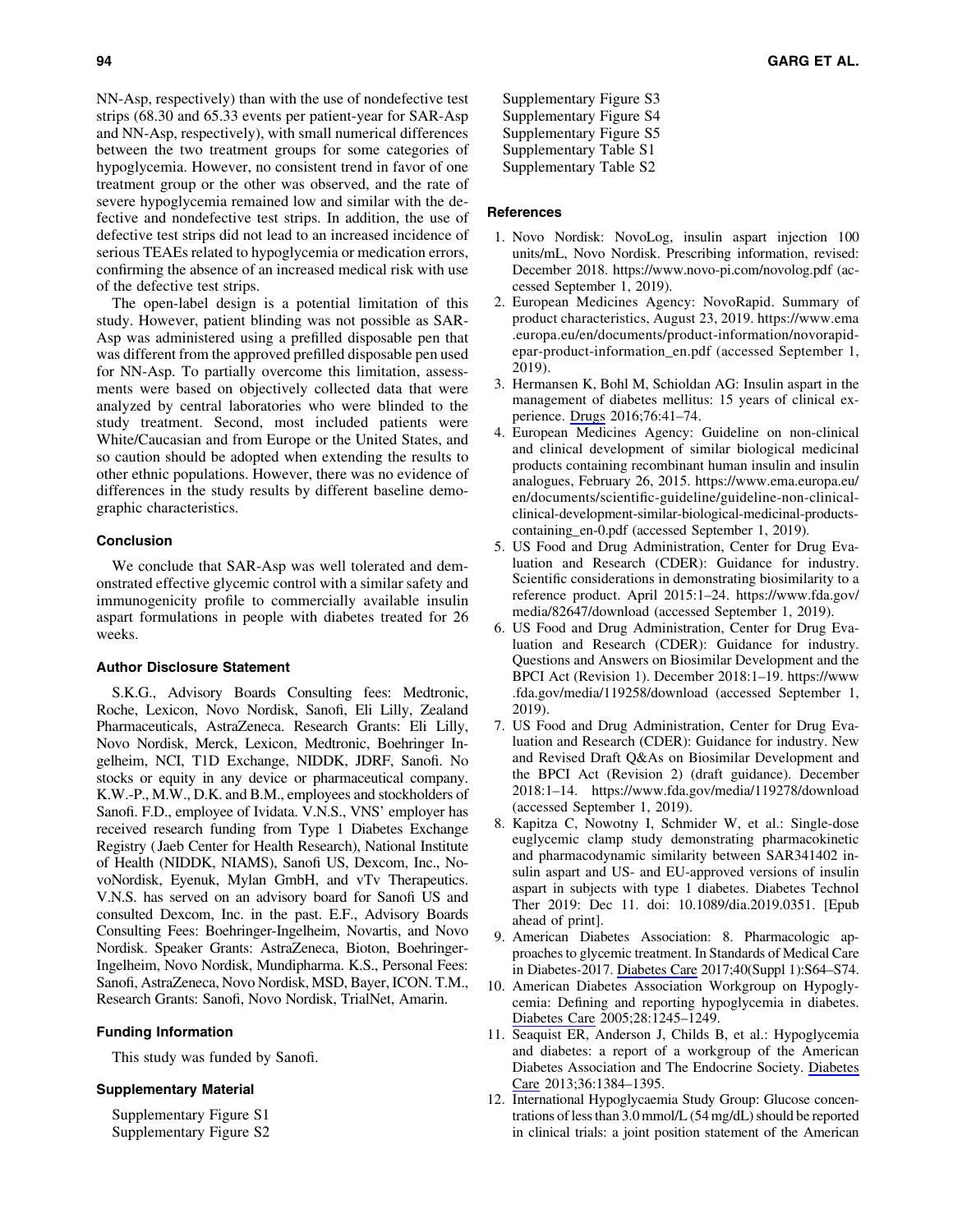NN-Asp, respectively) than with the use of nondefective test strips (68.30 and 65.33 events per patient-year for SAR-Asp and NN-Asp, respectively), with small numerical differences between the two treatment groups for some categories of hypoglycemia. However, no consistent trend in favor of one treatment group or the other was observed, and the rate of severe hypoglycemia remained low and similar with the defective and nondefective test strips. In addition, the use of defective test strips did not lead to an increased incidence of serious TEAEs related to hypoglycemia or medication errors, confirming the absence of an increased medical risk with use of the defective test strips.

The open-label design is a potential limitation of this study. However, patient blinding was not possible as SAR-Asp was administered using a prefilled disposable pen that was different from the approved prefilled disposable pen used for NN-Asp. To partially overcome this limitation, assessments were based on objectively collected data that were analyzed by central laboratories who were blinded to the study treatment. Second, most included patients were White/Caucasian and from Europe or the United States, and so caution should be adopted when extending the results to other ethnic populations. However, there was no evidence of differences in the study results by different baseline demographic characteristics.

## Conclusion

We conclude that SAR-Asp was well tolerated and demonstrated effective glycemic control with a similar safety and immunogenicity profile to commercially available insulin aspart formulations in people with diabetes treated for 26 weeks.

## Author Disclosure Statement

S.K.G., Advisory Boards Consulting fees: Medtronic, Roche, Lexicon, Novo Nordisk, Sanofi, Eli Lilly, Zealand Pharmaceuticals, AstraZeneca. Research Grants: Eli Lilly, Novo Nordisk, Merck, Lexicon, Medtronic, Boehringer Ingelheim, NCI, T1D Exchange, NIDDK, JDRF, Sanofi. No stocks or equity in any device or pharmaceutical company. K.W.-P., M.W., D.K. and B.M., employees and stockholders of Sanofi. F.D., employee of Ividata. V.N.S., VNS' employer has received research funding from Type 1 Diabetes Exchange Registry (Jaeb Center for Health Research), National Institute of Health (NIDDK, NIAMS), Sanofi US, Dexcom, Inc., NovoNordisk, Eyenuk, Mylan GmbH, and vTv Therapeutics. V.N.S. has served on an advisory board for Sanofi US and consulted Dexcom, Inc. in the past. E.F., Advisory Boards Consulting Fees: Boehringer-Ingelheim, Novartis, and Novo Nordisk. Speaker Grants: AstraZeneca, Bioton, Boehringer-Ingelheim, Novo Nordisk, Mundipharma. K.S., Personal Fees: Sanofi, AstraZeneca, Novo Nordisk, MSD, Bayer, ICON. T.M., Research Grants: Sanofi, Novo Nordisk, TrialNet, Amarin.

## Funding Information

This study was funded by Sanofi.

## Supplementary Material

Supplementary Figure S1
Supplementary Figure S2
Supplementary Figure S3
Supplementary Figure S4
Supplementary Figure S5
Supplementary Table S1
Supplementary Table S2

## References

1. Novo Nordisk: NovoLog, insulin aspart injection 100 units/mL, Novo Nordisk. Prescribing information, revised: December 2018. https://www.novo-pi.com/novolog.pdf (accessed September 1, 2019).
2. European Medicines Agency: NovoRapid. Summary of product characteristics, August 23, 2019. https://www.ema.europa.eu/en/documents/product-information/novorapid-epar-product-information_en.pdf (accessed September 1, 2019).
3. Hermansen K, Bohl M, Schioldan AG: Insulin aspart in the management of diabetes mellitus: 15 years of clinical experience. Drugs 2016;76:41–74.
4. European Medicines Agency: Guideline on non-clinical and clinical development of similar biological medicinal products containing recombinant human insulin and insulin analogues, February 26, 2015. https://www.ema.europa.eu/en/documents/scientific-guideline/guideline-non-clinical-clinical-development-similar-biological-medicinal-products-containing_en-0.pdf (accessed September 1, 2019).
5. US Food and Drug Administration, Center for Drug Evaluation and Research (CDER): Guidance for industry. Scientific considerations in demonstrating biosimilarity to a reference product. April 2015:1–24. https://www.fda.gov/media/82647/download (accessed September 1, 2019).
6. US Food and Drug Administration, Center for Drug Evaluation and Research (CDER): Guidance for industry. Questions and Answers on Biosimilar Development and the BPCI Act (Revision 1). December 2018:1–19. https://www.fda.gov/media/119258/download (accessed September 1, 2019).
7. US Food and Drug Administration, Center for Drug Evaluation and Research (CDER): Guidance for industry. New and Revised Draft Q&As on Biosimilar Development and the BPCI Act (Revision 2) (draft guidance). December 2018:1–14. https://www.fda.gov/media/119278/download (accessed September 1, 2019).
8. Kapitza C, Nowotny I, Schmider W, et al.: Single-dose euglycemic clamp study demonstrating pharmacokinetic and pharmacodynamic similarity between SAR341402 insulin aspart and US- and EU-approved versions of insulin aspart in subjects with type 1 diabetes. Diabetes Technol Ther 2019: Dec 11. doi: 10.1089/dia.2019.0351. [Epub ahead of print].
9. American Diabetes Association: 8. Pharmacologic approaches to glycemic treatment. In Standards of Medical Care in Diabetes-2017. Diabetes Care 2017;40(Suppl 1):S64–S74.
10. American Diabetes Association Workgroup on Hypoglycemia: Defining and reporting hypoglycemia in diabetes. Diabetes Care 2005;28:1245–1249.
11. Seaquist ER, Anderson J, Childs B, et al.: Hypoglycemia and diabetes: a report of a workgroup of the American Diabetes Association and The Endocrine Society. Diabetes Care 2013;36:1384–1395.
12. International Hypoglycaemia Study Group: Glucose concentrations of less than 3.0 mmol/L (54 mg/dL) should be reported in clinical trials: a joint position statement of the American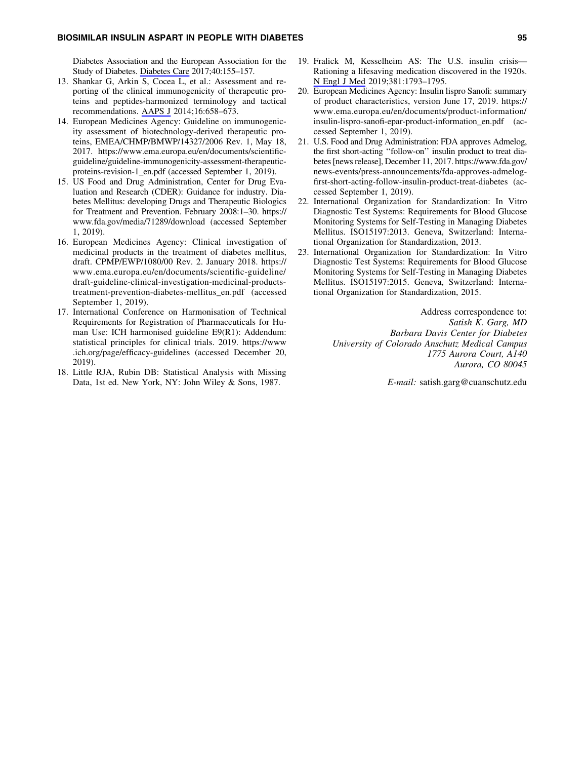Diabetes Association and the European Association for the Study of Diabetes. Diabetes Care 2017;40:155–157.

13. Shankar G, Arkin S, Cocea L, et al.: Assessment and reporting of the clinical immunogenicity of therapeutic proteins and peptides-harmonized terminology and tactical recommendations. AAPS J 2014;16:658–673.
14. European Medicines Agency: Guideline on immunogenicity assessment of biotechnology-derived therapeutic proteins, EMEA/CHMP/BMWP/14327/2006 Rev. 1, May 18, 2017. https://www.ema.europa.eu/en/documents/scientific-guideline/guideline-immunogenicity-assessment-therapeutic-proteins-revision-1_en.pdf (accessed September 1, 2019).
15. US Food and Drug Administration, Center for Drug Evaluation and Research (CDER): Guidance for industry. Diabetes Mellitus: developing Drugs and Therapeutic Biologics for Treatment and Prevention. February 2008:1–30. https://www.fda.gov/media/71289/download (accessed September 1, 2019).
16. European Medicines Agency: Clinical investigation of medicinal products in the treatment of diabetes mellitus, draft. CPMP/EWP/1080/00 Rev. 2. January 2018. https://www.ema.europa.eu/en/documents/scientific-guideline/draft-guideline-clinical-investigation-medicinal-products-treatment-prevention-diabetes-mellitus_en.pdf (accessed September 1, 2019).
17. International Conference on Harmonisation of Technical Requirements for Registration of Pharmaceuticals for Human Use: ICH harmonised guideline E9(R1): Addendum: statistical principles for clinical trials. 2019. https://www.ich.org/page/efficacy-guidelines (accessed December 20, 2019).
18. Little RJA, Rubin DB: Statistical Analysis with Missing Data, 1st ed. New York, NY: John Wiley & Sons, 1987.
19. Fralick M, Kesselheim AS: The U.S. insulin crisis—Rationing a lifesaving medication discovered in the 1920s. N Engl J Med 2019;381:1793–1795.
20. European Medicines Agency: Insulin lispro Sanofi: summary of product characteristics, version June 17, 2019. https://www.ema.europa.eu/en/documents/product-information/insulin-lispro-sanofi-epar-product-information_en.pdf (accessed September 1, 2019).
21. U.S. Food and Drug Administration: FDA approves Admelog, the first short-acting ''follow-on'' insulin product to treat diabetes [news release], December 11, 2017. https://www.fda.gov/news-events/press-announcements/fda-approves-admelog-first-short-acting-follow-insulin-product-treat-diabetes (accessed September 1, 2019).
22. International Organization for Standardization: In Vitro Diagnostic Test Systems: Requirements for Blood Glucose Monitoring Systems for Self-Testing in Managing Diabetes Mellitus. ISO15197:2013. Geneva, Switzerland: International Organization for Standardization, 2013.
23. International Organization for Standardization: In Vitro Diagnostic Test Systems: Requirements for Blood Glucose Monitoring Systems for Self-Testing in Managing Diabetes Mellitus. ISO15197:2015. Geneva, Switzerland: International Organization for Standardization, 2015.

Address correspondence to:
*Satish K. Garg, MD*
*Barbara Davis Center for Diabetes*
*University of Colorado Anschutz Medical Campus*
*1775 Aurora Court, A140*
*Aurora, CO 80045*

*E-mail:* satish.garg@cuanschutz.edu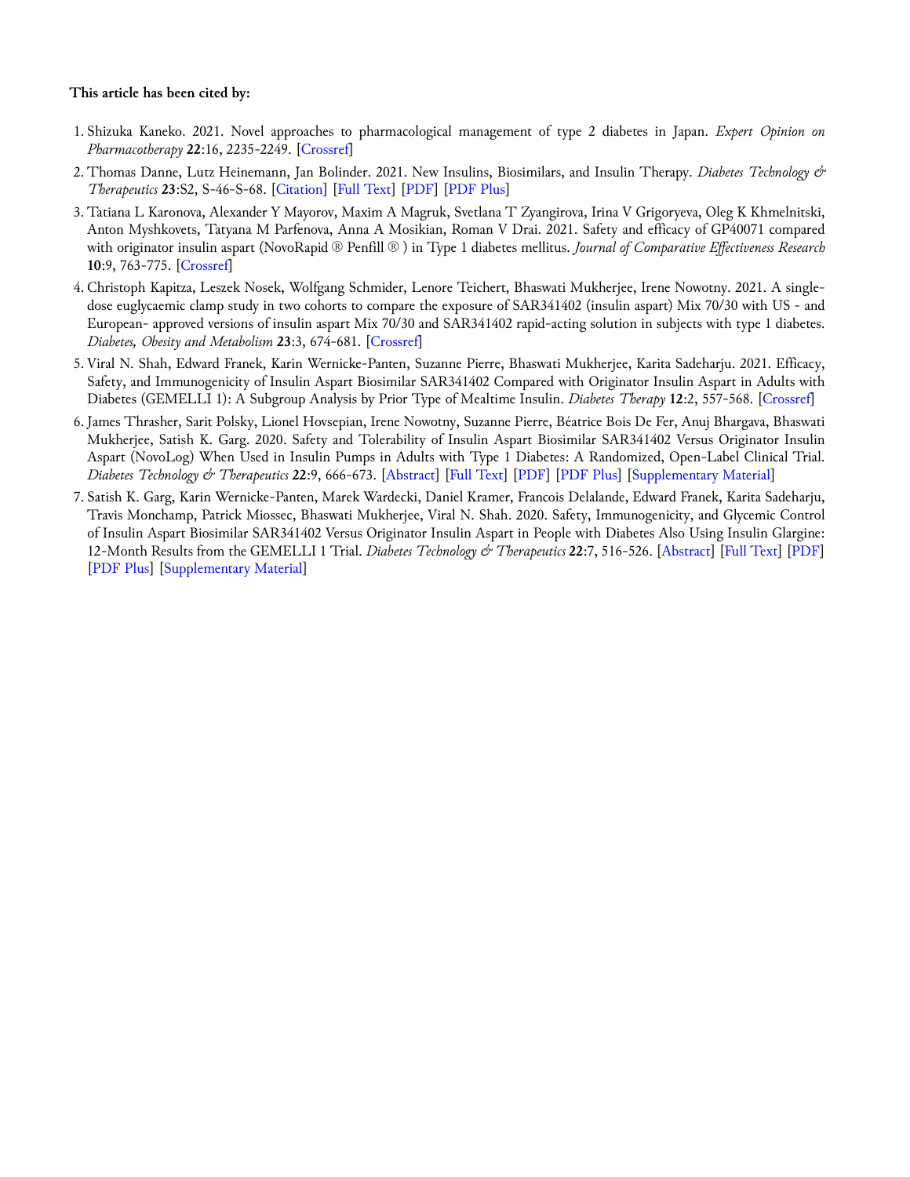**This article has been cited by:**

1. Shizuka Kaneko. 2021. Novel approaches to pharmacological management of type 2 diabetes in Japan. *Expert Opinion on Pharmacotherapy* **22**:16, 2235-2249. [Crossref]
2. Thomas Danne, Lutz Heinemann, Jan Bolinder. 2021. New Insulins, Biosimilars, and Insulin Therapy. *Diabetes Technology & Therapeutics* **23**:S2, S-46-S-68. [Citation] [Full Text] [PDF] [PDF Plus]
3. Tatiana L Karonova, Alexander Y Mayorov, Maxim A Magruk, Svetlana T Zyangirova, Irina V Grigoryeva, Oleg K Khmelnitski, Anton Myshkovets, Tatyana M Parfenova, Anna A Mosikian, Roman V Drai. 2021. Safety and efficacy of GP40071 compared with originator insulin aspart (NovoRapid ® Penfill ® ) in Type 1 diabetes mellitus. *Journal of Comparative Effectiveness Research* **10**:9, 763-775. [Crossref]
4. Christoph Kapitza, Leszek Nosek, Wolfgang Schmider, Lenore Teichert, Bhaswati Mukherjee, Irene Nowotny. 2021. A single-dose euglycaemic clamp study in two cohorts to compare the exposure of SAR341402 (insulin aspart) Mix 70/30 with US - and European- approved versions of insulin aspart Mix 70/30 and SAR341402 rapid-acting solution in subjects with type 1 diabetes. *Diabetes, Obesity and Metabolism* **23**:3, 674-681. [Crossref]
5. Viral N. Shah, Edward Franek, Karin Wernicke-Panten, Suzanne Pierre, Bhaswati Mukherjee, Karita Sadeharju. 2021. Efficacy, Safety, and Immunogenicity of Insulin Aspart Biosimilar SAR341402 Compared with Originator Insulin Aspart in Adults with Diabetes (GEMELLI 1): A Subgroup Analysis by Prior Type of Mealtime Insulin. *Diabetes Therapy* **12**:2, 557-568. [Crossref]
6. James Thrasher, Sarit Polsky, Lionel Hovsepian, Irene Nowotny, Suzanne Pierre, Béatrice Bois De Fer, Anuj Bhargava, Bhaswati Mukherjee, Satish K. Garg. 2020. Safety and Tolerability of Insulin Aspart Biosimilar SAR341402 Versus Originator Insulin Aspart (NovoLog) When Used in Insulin Pumps in Adults with Type 1 Diabetes: A Randomized, Open-Label Clinical Trial. *Diabetes Technology & Therapeutics* **22**:9, 666-673. [Abstract] [Full Text] [PDF] [PDF Plus] [Supplementary Material]
7. Satish K. Garg, Karin Wernicke-Panten, Marek Wardecki, Daniel Kramer, Francois Delalande, Edward Franek, Karita Sadeharju, Travis Monchamp, Patrick Miossec, Bhaswati Mukherjee, Viral N. Shah. 2020. Safety, Immunogenicity, and Glycemic Control of Insulin Aspart Biosimilar SAR341402 Versus Originator Insulin Aspart in People with Diabetes Also Using Insulin Glargine: 12-Month Results from the GEMELLI 1 Trial. *Diabetes Technology & Therapeutics* **22**:7, 516-526. [Abstract] [Full Text] [PDF] [PDF Plus] [Supplementary Material]